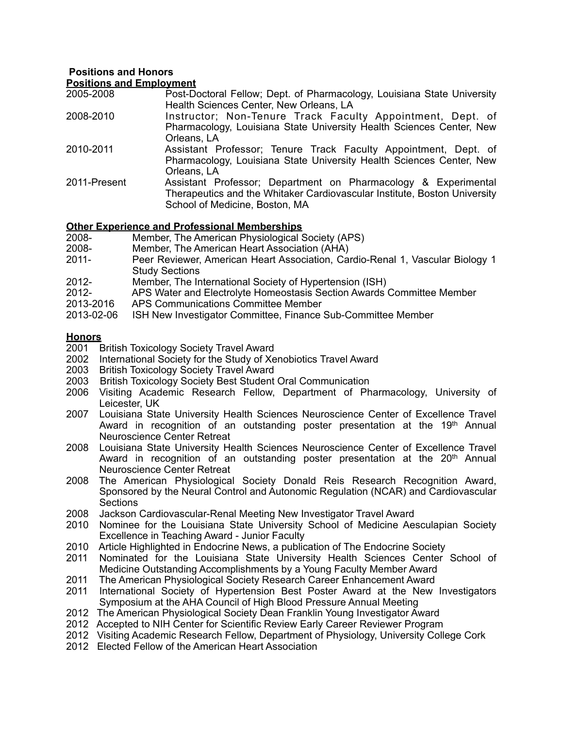## Positions and Honors

### Positions and Employment

| | |
|---|---|
| 2005-2008 | Post-Doctoral Fellow; Dept. of Pharmacology, Louisiana State University Health Sciences Center, New Orleans, LA |
| 2008-2010 | Instructor; Non-Tenure Track Faculty Appointment, Dept. of Pharmacology, Louisiana State University Health Sciences Center, New Orleans, LA |
| 2010-2011 | Assistant Professor; Tenure Track Faculty Appointment, Dept. of Pharmacology, Louisiana State University Health Sciences Center, New Orleans, LA |
| 2011-Present | Assistant Professor; Department on Pharmacology & Experimental Therapeutics and the Whitaker Cardiovascular Institute, Boston University School of Medicine, Boston, MA |

### Other Experience and Professional Memberships

| | |
|---|---|
| 2008- | Member, The American Physiological Society (APS) |
| 2008- | Member, The American Heart Association (AHA) |
| 2011- | Peer Reviewer, American Heart Association, Cardio-Renal 1, Vascular Biology 1 Study Sections |
| 2012- | Member, The International Society of Hypertension (ISH) |
| 2012- | APS Water and Electrolyte Homeostasis Section Awards Committee Member |
| 2013-2016 | APS Communications Committee Member |
| 2013-02-06 | ISH New Investigator Committee, Finance Sub-Committee Member |

### Honors

- 2001 British Toxicology Society Travel Award
- 2002 International Society for the Study of Xenobiotics Travel Award
- 2003 British Toxicology Society Travel Award
- 2003 British Toxicology Society Best Student Oral Communication
- 2006 Visiting Academic Research Fellow, Department of Pharmacology, University of Leicester, UK
- 2007 Louisiana State University Health Sciences Neuroscience Center of Excellence Travel Award in recognition of an outstanding poster presentation at the 19th Annual Neuroscience Center Retreat
- 2008 Louisiana State University Health Sciences Neuroscience Center of Excellence Travel Award in recognition of an outstanding poster presentation at the 20th Annual Neuroscience Center Retreat
- 2008 The American Physiological Society Donald Reis Research Recognition Award, Sponsored by the Neural Control and Autonomic Regulation (NCAR) and Cardiovascular Sections
- 2008 Jackson Cardiovascular-Renal Meeting New Investigator Travel Award
- 2010 Nominee for the Louisiana State University School of Medicine Aesculapian Society Excellence in Teaching Award - Junior Faculty
- 2010 Article Highlighted in Endocrine News, a publication of The Endocrine Society
- 2011 Nominated for the Louisiana State University Health Sciences Center School of Medicine Outstanding Accomplishments by a Young Faculty Member Award
- 2011 The American Physiological Society Research Career Enhancement Award
- 2011 International Society of Hypertension Best Poster Award at the New Investigators Symposium at the AHA Council of High Blood Pressure Annual Meeting
- 2012 The American Physiological Society Dean Franklin Young Investigator Award
- 2012 Accepted to NIH Center for Scientific Review Early Career Reviewer Program
- 2012 Visiting Academic Research Fellow, Department of Physiology, University College Cork
- 2012 Elected Fellow of the American Heart Association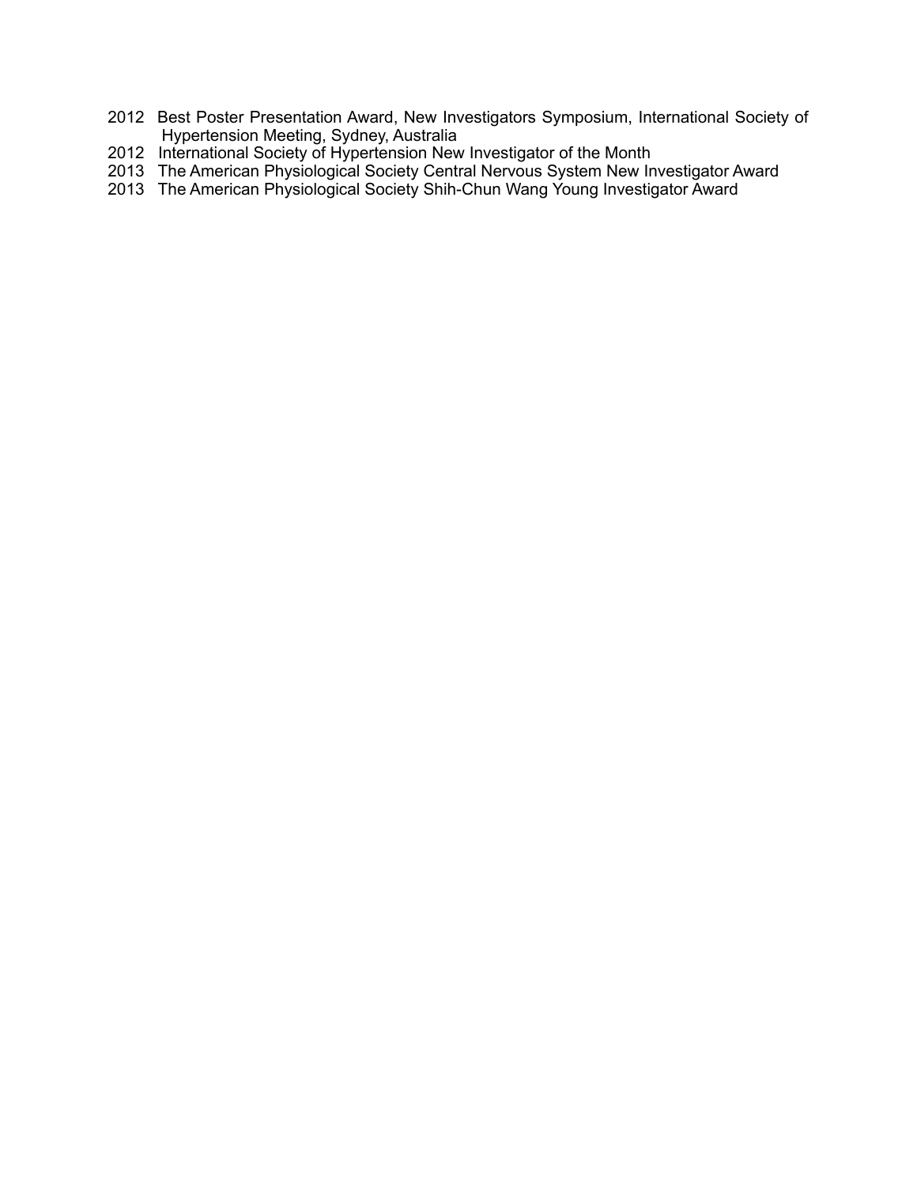2012 Best Poster Presentation Award, New Investigators Symposium, International Society of Hypertension Meeting, Sydney, Australia

2012 International Society of Hypertension New Investigator of the Month

2013 The American Physiological Society Central Nervous System New Investigator Award

2013 The American Physiological Society Shih-Chun Wang Young Investigator Award